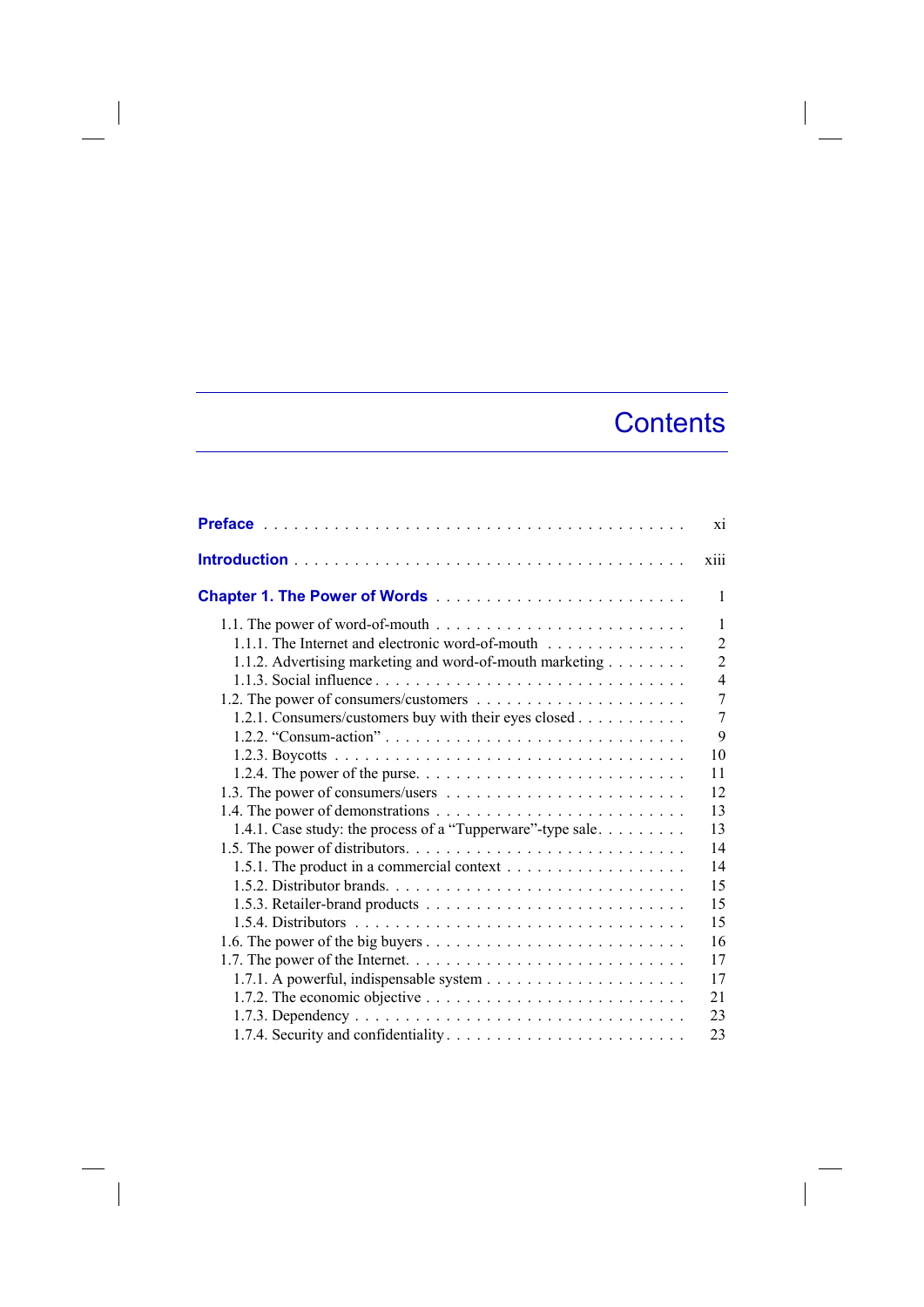# Contents

Preface . . . . . . . . . . . . . . . . . . . . . . . . . . . . . . . . . . . . . . . . . xi

Introduction . . . . . . . . . . . . . . . . . . . . . . . . . . . . . . . . . . . . . . . xiii

Chapter 1. The Power of Words . . . . . . . . . . . . . . . . . . . . . . . . 1

- 1.1. The power of word-of-mouth . . . . . . . . . . . . . . . . . . . . . . . . 1
  - 1.1.1. The Internet and electronic word-of-mouth . . . . . . . . . . . . . 2
  - 1.1.2. Advertising marketing and word-of-mouth marketing . . . . . . . . 2
  - 1.1.3. Social influence . . . . . . . . . . . . . . . . . . . . . . . . . . . . 4
- 1.2. The power of consumers/customers . . . . . . . . . . . . . . . . . . . . 7
  - 1.2.1. Consumers/customers buy with their eyes closed . . . . . . . . . . 7
  - 1.2.2. "Consum-action" . . . . . . . . . . . . . . . . . . . . . . . . . . . 9
  - 1.2.3. Boycotts . . . . . . . . . . . . . . . . . . . . . . . . . . . . . . . 10
  - 1.2.4. The power of the purse. . . . . . . . . . . . . . . . . . . . . . . . 11
- 1.3. The power of consumers/users . . . . . . . . . . . . . . . . . . . . . . 12
- 1.4. The power of demonstrations . . . . . . . . . . . . . . . . . . . . . . . 13
  - 1.4.1. Case study: the process of a "Tupperware"-type sale. . . . . . . . . 13
- 1.5. The power of distributors. . . . . . . . . . . . . . . . . . . . . . . . . 14
  - 1.5.1. The product in a commercial context . . . . . . . . . . . . . . . . 14
  - 1.5.2. Distributor brands. . . . . . . . . . . . . . . . . . . . . . . . . . 15
  - 1.5.3. Retailer-brand products . . . . . . . . . . . . . . . . . . . . . . . 15
  - 1.5.4. Distributors . . . . . . . . . . . . . . . . . . . . . . . . . . . . . 15
- 1.6. The power of the big buyers . . . . . . . . . . . . . . . . . . . . . . . 16
- 1.7. The power of the Internet. . . . . . . . . . . . . . . . . . . . . . . . . 17
  - 1.7.1. A powerful, indispensable system . . . . . . . . . . . . . . . . . . 17
  - 1.7.2. The economic objective . . . . . . . . . . . . . . . . . . . . . . . 21
  - 1.7.3. Dependency . . . . . . . . . . . . . . . . . . . . . . . . . . . . . 23
  - 1.7.4. Security and confidentiality . . . . . . . . . . . . . . . . . . . . . 23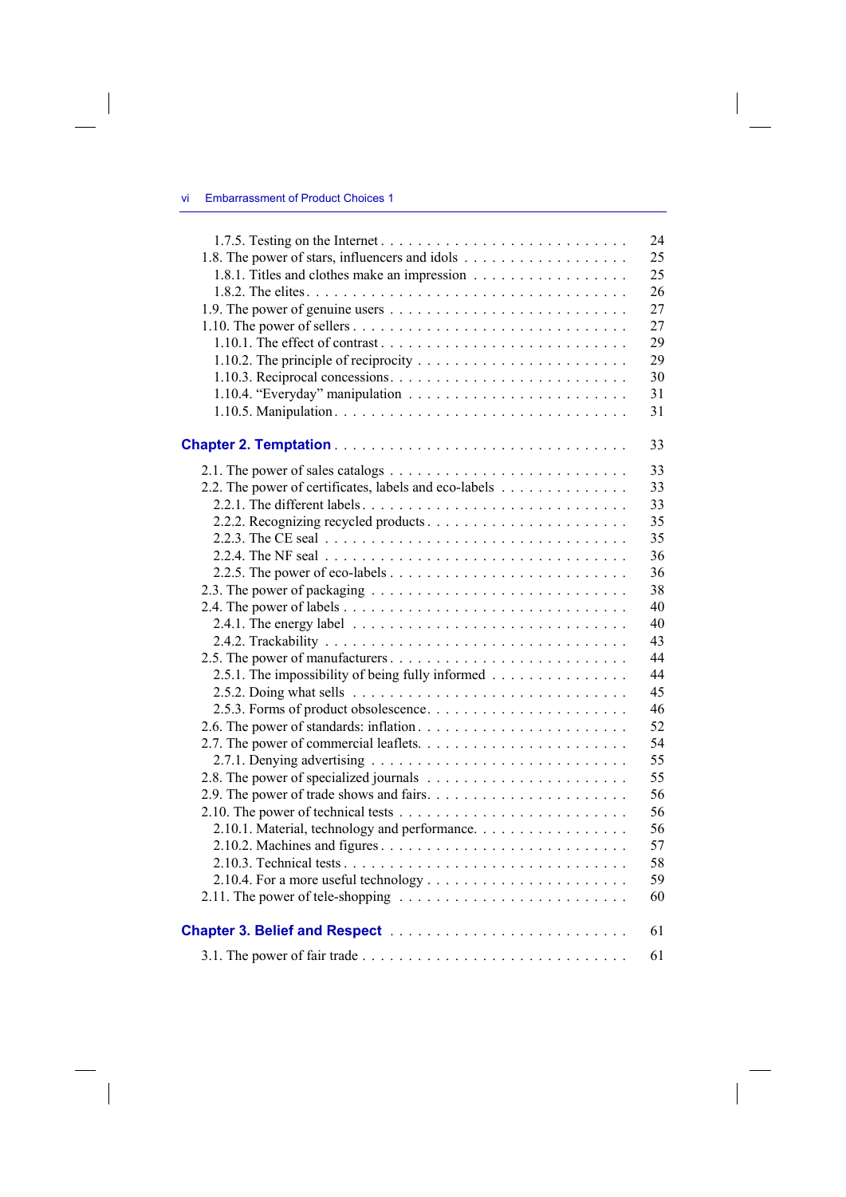1.7.5. Testing on the Internet . . . . . . . . . . . . . . . . . . . . . . . . . . 24
1.8. The power of stars, influencers and idols . . . . . . . . . . . . . . . . . . 25
1.8.1. Titles and clothes make an impression . . . . . . . . . . . . . . . . 25
1.8.2. The elites . . . . . . . . . . . . . . . . . . . . . . . . . . . . . . 26
1.9. The power of genuine users . . . . . . . . . . . . . . . . . . . . . . . . 27
1.10. The power of sellers . . . . . . . . . . . . . . . . . . . . . . . . . . . 27
1.10.1. The effect of contrast . . . . . . . . . . . . . . . . . . . . . . . . 29
1.10.2. The principle of reciprocity . . . . . . . . . . . . . . . . . . . . . 29
1.10.3. Reciprocal concessions . . . . . . . . . . . . . . . . . . . . . . . . 30
1.10.4. “Everyday” manipulation . . . . . . . . . . . . . . . . . . . . . . 31
1.10.5. Manipulation . . . . . . . . . . . . . . . . . . . . . . . . . . . . 31

**Chapter 2. Temptation** . . . . . . . . . . . . . . . . . . . . . . . . . . . . . 33

2.1. The power of sales catalogs . . . . . . . . . . . . . . . . . . . . . . . . 33
2.2. The power of certificates, labels and eco-labels . . . . . . . . . . . . . . 33
2.2.1. The different labels . . . . . . . . . . . . . . . . . . . . . . . . . . 33
2.2.2. Recognizing recycled products . . . . . . . . . . . . . . . . . . . . . 35
2.2.3. The CE seal . . . . . . . . . . . . . . . . . . . . . . . . . . . . . 35
2.2.4. The NF seal . . . . . . . . . . . . . . . . . . . . . . . . . . . . . 36
2.2.5. The power of eco-labels . . . . . . . . . . . . . . . . . . . . . . . . 36
2.3. The power of packaging . . . . . . . . . . . . . . . . . . . . . . . . . . 38
2.4. The power of labels . . . . . . . . . . . . . . . . . . . . . . . . . . . . 40
2.4.1. The energy label . . . . . . . . . . . . . . . . . . . . . . . . . . . 40
2.4.2. Trackability . . . . . . . . . . . . . . . . . . . . . . . . . . . . . 43
2.5. The power of manufacturers . . . . . . . . . . . . . . . . . . . . . . . . 44
2.5.1. The impossibility of being fully informed . . . . . . . . . . . . . . . 44
2.5.2. Doing what sells . . . . . . . . . . . . . . . . . . . . . . . . . . . 45
2.5.3. Forms of product obsolescence . . . . . . . . . . . . . . . . . . . . . 46
2.6. The power of standards: inflation . . . . . . . . . . . . . . . . . . . . . 52
2.7. The power of commercial leaflets . . . . . . . . . . . . . . . . . . . . . 54
2.7.1. Denying advertising . . . . . . . . . . . . . . . . . . . . . . . . . . 55
2.8. The power of specialized journals . . . . . . . . . . . . . . . . . . . . . 55
2.9. The power of trade shows and fairs . . . . . . . . . . . . . . . . . . . . 56
2.10. The power of technical tests . . . . . . . . . . . . . . . . . . . . . . . 56
2.10.1. Material, technology and performance . . . . . . . . . . . . . . . . 56
2.10.2. Machines and figures . . . . . . . . . . . . . . . . . . . . . . . . . 57
2.10.3. Technical tests . . . . . . . . . . . . . . . . . . . . . . . . . . . . 58
2.10.4. For a more useful technology . . . . . . . . . . . . . . . . . . . . . 59
2.11. The power of tele-shopping . . . . . . . . . . . . . . . . . . . . . . . . 60

**Chapter 3. Belief and Respect** . . . . . . . . . . . . . . . . . . . . . . . . . 61

3.1. The power of fair trade . . . . . . . . . . . . . . . . . . . . . . . . . . 61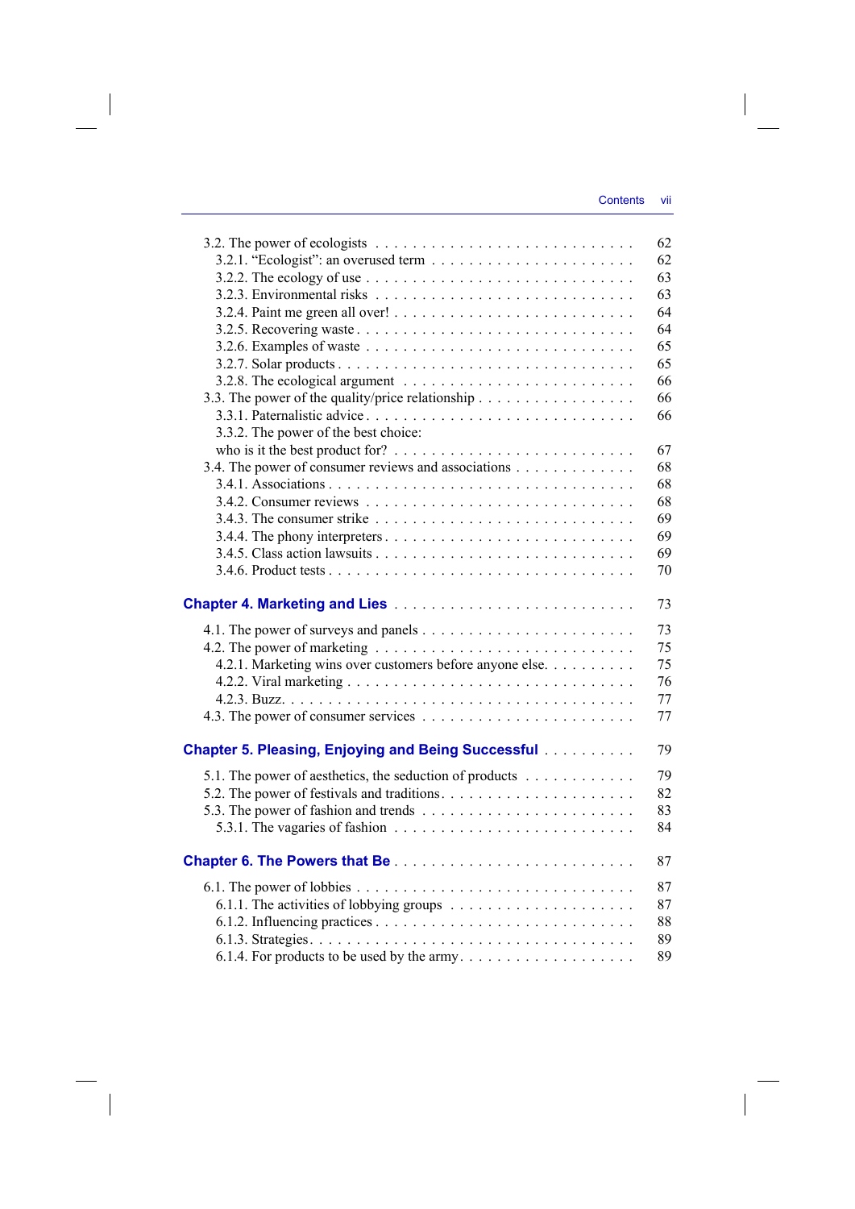3.2. The power of ecologists . . . . . . . . . . . . . . . . . . . . . . . . . . . 62
   3.2.1. "Ecologist": an overused term . . . . . . . . . . . . . . . . . . . . . 62
   3.2.2. The ecology of use . . . . . . . . . . . . . . . . . . . . . . . . . . . 63
   3.2.3. Environmental risks . . . . . . . . . . . . . . . . . . . . . . . . . . 63
   3.2.4. Paint me green all over! . . . . . . . . . . . . . . . . . . . . . . . . 64
   3.2.5. Recovering waste . . . . . . . . . . . . . . . . . . . . . . . . . . . 64
   3.2.6. Examples of waste . . . . . . . . . . . . . . . . . . . . . . . . . . 65
   3.2.7. Solar products . . . . . . . . . . . . . . . . . . . . . . . . . . . . 65
   3.2.8. The ecological argument . . . . . . . . . . . . . . . . . . . . . . . 66
3.3. The power of the quality/price relationship . . . . . . . . . . . . . . . . 66
   3.3.1. Paternalistic advice . . . . . . . . . . . . . . . . . . . . . . . . . . 66
   3.3.2. The power of the best choice:
   who is it the best product for? . . . . . . . . . . . . . . . . . . . . . . . 67
3.4. The power of consumer reviews and associations . . . . . . . . . . . . . 68
   3.4.1. Associations . . . . . . . . . . . . . . . . . . . . . . . . . . . . . 68
   3.4.2. Consumer reviews . . . . . . . . . . . . . . . . . . . . . . . . . . . 68
   3.4.3. The consumer strike . . . . . . . . . . . . . . . . . . . . . . . . . . 69
   3.4.4. The phony interpreters . . . . . . . . . . . . . . . . . . . . . . . . . 69
   3.4.5. Class action lawsuits . . . . . . . . . . . . . . . . . . . . . . . . . 69
   3.4.6. Product tests . . . . . . . . . . . . . . . . . . . . . . . . . . . . . 70

**Chapter 4. Marketing and Lies** . . . . . . . . . . . . . . . . . . . . . . . . 73

4.1. The power of surveys and panels . . . . . . . . . . . . . . . . . . . . . . 73
4.2. The power of marketing . . . . . . . . . . . . . . . . . . . . . . . . . . . 75
   4.2.1. Marketing wins over customers before anyone else. . . . . . . . . . 75
   4.2.2. Viral marketing . . . . . . . . . . . . . . . . . . . . . . . . . . . . 76
   4.2.3. Buzz. . . . . . . . . . . . . . . . . . . . . . . . . . . . . . . . . . 77
4.3. The power of consumer services . . . . . . . . . . . . . . . . . . . . . . 77

**Chapter 5. Pleasing, Enjoying and Being Successful** . . . . . . . . . . 79

5.1. The power of aesthetics, the seduction of products . . . . . . . . . . . . 79
5.2. The power of festivals and traditions. . . . . . . . . . . . . . . . . . . . 82
5.3. The power of fashion and trends . . . . . . . . . . . . . . . . . . . . . . 83
   5.3.1. The vagaries of fashion . . . . . . . . . . . . . . . . . . . . . . . . 84

**Chapter 6. The Powers that Be** . . . . . . . . . . . . . . . . . . . . . . . . 87

6.1. The power of lobbies . . . . . . . . . . . . . . . . . . . . . . . . . . . . 87
   6.1.1. The activities of lobbying groups . . . . . . . . . . . . . . . . . . . 87
   6.1.2. Influencing practices . . . . . . . . . . . . . . . . . . . . . . . . . 88
   6.1.3. Strategies. . . . . . . . . . . . . . . . . . . . . . . . . . . . . . . 89
   6.1.4. For products to be used by the army. . . . . . . . . . . . . . . . . . 89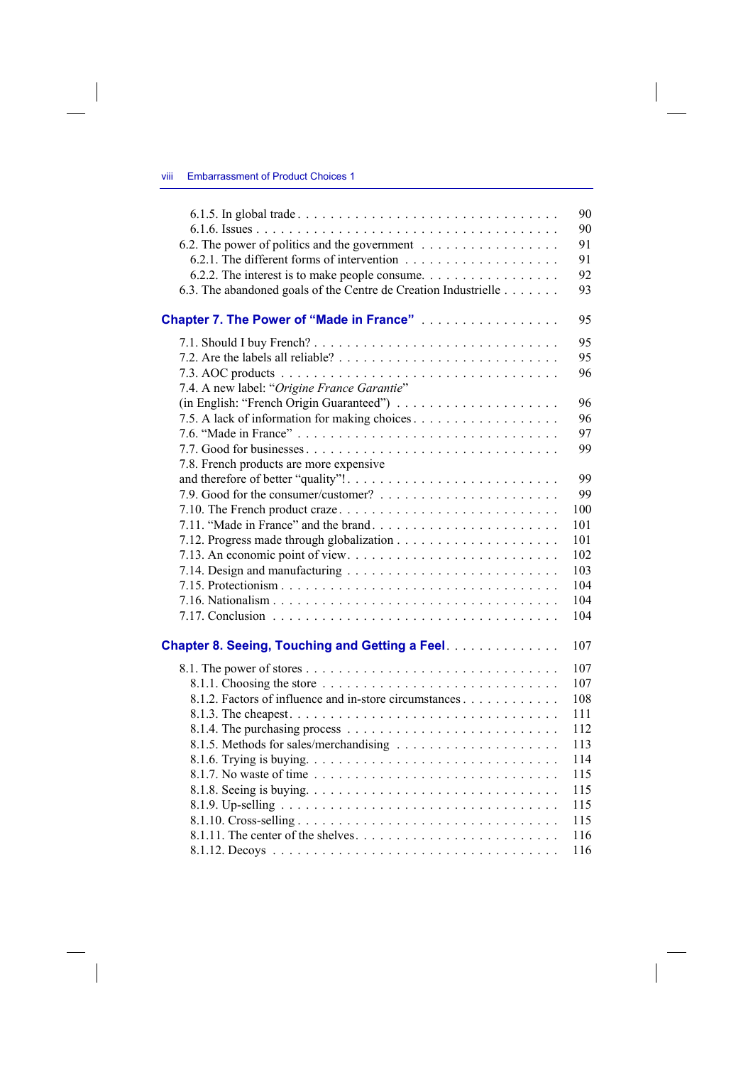6.1.5. In global trade . . . . . . . . . . . . . . . . . . . . . . . . . . . . . . . 90
6.1.6. Issues . . . . . . . . . . . . . . . . . . . . . . . . . . . . . . . . . . . 90
6.2. The power of politics and the government . . . . . . . . . . . . . . . . 91
6.2.1. The different forms of intervention . . . . . . . . . . . . . . . . . . 91
6.2.2. The interest is to make people consume. . . . . . . . . . . . . . . . 92
6.3. The abandoned goals of the Centre de Creation Industrielle . . . . . . . 93

## Chapter 7. The Power of "Made in France" . . . . . . . . . . . . . . . . . 95

7.1. Should I buy French? . . . . . . . . . . . . . . . . . . . . . . . . . . . . 95
7.2. Are the labels all reliable? . . . . . . . . . . . . . . . . . . . . . . . . . 95
7.3. AOC products . . . . . . . . . . . . . . . . . . . . . . . . . . . . . . . . 96
7.4. A new label: "*Origine France Garantie*"
(in English: "French Origin Guaranteed") . . . . . . . . . . . . . . . . . . . 96
7.5. A lack of information for making choices . . . . . . . . . . . . . . . . . 96
7.6. "Made in France" . . . . . . . . . . . . . . . . . . . . . . . . . . . . . . 97
7.7. Good for businesses . . . . . . . . . . . . . . . . . . . . . . . . . . . . . 99
7.8. French products are more expensive
and therefore of better "quality"! . . . . . . . . . . . . . . . . . . . . . . . 99
7.9. Good for the consumer/customer? . . . . . . . . . . . . . . . . . . . . . 99
7.10. The French product craze . . . . . . . . . . . . . . . . . . . . . . . . . 100
7.11. "Made in France" and the brand . . . . . . . . . . . . . . . . . . . . . . 101
7.12. Progress made through globalization . . . . . . . . . . . . . . . . . . . 101
7.13. An economic point of view . . . . . . . . . . . . . . . . . . . . . . . . . 102
7.14. Design and manufacturing . . . . . . . . . . . . . . . . . . . . . . . . . 103
7.15. Protectionism . . . . . . . . . . . . . . . . . . . . . . . . . . . . . . . . 104
7.16. Nationalism . . . . . . . . . . . . . . . . . . . . . . . . . . . . . . . . . 104
7.17. Conclusion . . . . . . . . . . . . . . . . . . . . . . . . . . . . . . . . . 104

## Chapter 8. Seeing, Touching and Getting a Feel . . . . . . . . . . . . . . 107

8.1. The power of stores . . . . . . . . . . . . . . . . . . . . . . . . . . . . . 107
8.1.1. Choosing the store . . . . . . . . . . . . . . . . . . . . . . . . . . . . 107
8.1.2. Factors of influence and in-store circumstances . . . . . . . . . . . . 108
8.1.3. The cheapest . . . . . . . . . . . . . . . . . . . . . . . . . . . . . . . 111
8.1.4. The purchasing process . . . . . . . . . . . . . . . . . . . . . . . . . 112
8.1.5. Methods for sales/merchandising . . . . . . . . . . . . . . . . . . . . 113
8.1.6. Trying is buying. . . . . . . . . . . . . . . . . . . . . . . . . . . . . . 114
8.1.7. No waste of time . . . . . . . . . . . . . . . . . . . . . . . . . . . . . 115
8.1.8. Seeing is buying. . . . . . . . . . . . . . . . . . . . . . . . . . . . . . 115
8.1.9. Up-selling . . . . . . . . . . . . . . . . . . . . . . . . . . . . . . . . . 115
8.1.10. Cross-selling . . . . . . . . . . . . . . . . . . . . . . . . . . . . . . . 115
8.1.11. The center of the shelves . . . . . . . . . . . . . . . . . . . . . . . . 116
8.1.12. Decoys . . . . . . . . . . . . . . . . . . . . . . . . . . . . . . . . . . 116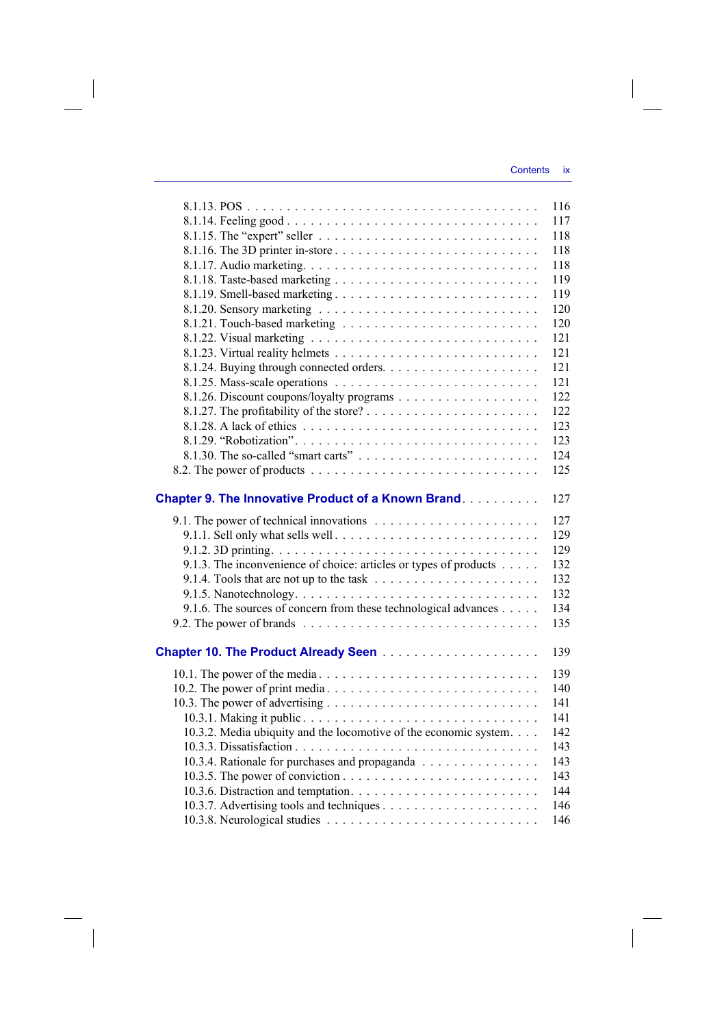8.1.13. POS . . . . . . . . . . . . . . . . . . . . . . . . . . . . . . . . . . . . 116
8.1.14. Feeling good . . . . . . . . . . . . . . . . . . . . . . . . . . . . . . . 117
8.1.15. The “expert” seller . . . . . . . . . . . . . . . . . . . . . . . . . . . 118
8.1.16. The 3D printer in-store . . . . . . . . . . . . . . . . . . . . . . . . . 118
8.1.17. Audio marketing. . . . . . . . . . . . . . . . . . . . . . . . . . . . . 118
8.1.18. Taste-based marketing . . . . . . . . . . . . . . . . . . . . . . . . . 119
8.1.19. Smell-based marketing . . . . . . . . . . . . . . . . . . . . . . . . . 119
8.1.20. Sensory marketing . . . . . . . . . . . . . . . . . . . . . . . . . . . 120
8.1.21. Touch-based marketing . . . . . . . . . . . . . . . . . . . . . . . . . 120
8.1.22. Visual marketing . . . . . . . . . . . . . . . . . . . . . . . . . . . . 121
8.1.23. Virtual reality helmets . . . . . . . . . . . . . . . . . . . . . . . . . 121
8.1.24. Buying through connected orders. . . . . . . . . . . . . . . . . . . . 121
8.1.25. Mass-scale operations . . . . . . . . . . . . . . . . . . . . . . . . . 121
8.1.26. Discount coupons/loyalty programs . . . . . . . . . . . . . . . . . . 122
8.1.27. The profitability of the store? . . . . . . . . . . . . . . . . . . . . . 122
8.1.28. A lack of ethics . . . . . . . . . . . . . . . . . . . . . . . . . . . . 123
8.1.29. “Robotization”. . . . . . . . . . . . . . . . . . . . . . . . . . . . . 123
8.1.30. The so-called “smart carts” . . . . . . . . . . . . . . . . . . . . . . 124
8.2. The power of products . . . . . . . . . . . . . . . . . . . . . . . . . . . 125

**Chapter 9. The Innovative Product of a Known Brand** . . . . . . . . . . 127

9.1. The power of technical innovations . . . . . . . . . . . . . . . . . . . . 127
9.1.1. Sell only what sells well . . . . . . . . . . . . . . . . . . . . . . . . 129
9.1.2. 3D printing. . . . . . . . . . . . . . . . . . . . . . . . . . . . . . . 129
9.1.3. The inconvenience of choice: articles or types of products . . . . . 132
9.1.4. Tools that are not up to the task . . . . . . . . . . . . . . . . . . . . 132
9.1.5. Nanotechnology. . . . . . . . . . . . . . . . . . . . . . . . . . . . . 132
9.1.6. The sources of concern from these technological advances . . . . . 134
9.2. The power of brands . . . . . . . . . . . . . . . . . . . . . . . . . . . . 135

**Chapter 10. The Product Already Seen** . . . . . . . . . . . . . . . . . . . 139

10.1. The power of the media . . . . . . . . . . . . . . . . . . . . . . . . . . 139
10.2. The power of print media . . . . . . . . . . . . . . . . . . . . . . . . . 140
10.3. The power of advertising . . . . . . . . . . . . . . . . . . . . . . . . . 141
10.3.1. Making it public . . . . . . . . . . . . . . . . . . . . . . . . . . . . 141
10.3.2. Media ubiquity and the locomotive of the economic system. . . . 142
10.3.3. Dissatisfaction . . . . . . . . . . . . . . . . . . . . . . . . . . . . . 143
10.3.4. Rationale for purchases and propaganda . . . . . . . . . . . . . . . 143
10.3.5. The power of conviction . . . . . . . . . . . . . . . . . . . . . . . . 143
10.3.6. Distraction and temptation. . . . . . . . . . . . . . . . . . . . . . . 144
10.3.7. Advertising tools and techniques . . . . . . . . . . . . . . . . . . . 146
10.3.8. Neurological studies . . . . . . . . . . . . . . . . . . . . . . . . . . 146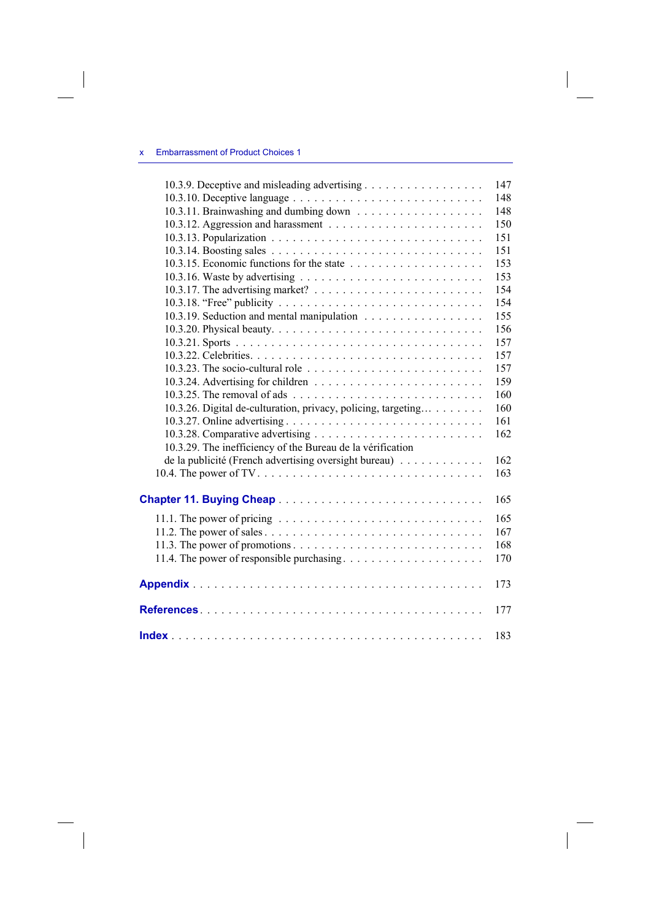10.3.9. Deceptive and misleading advertising . . . . . . . . . . . . . . . . . 147
10.3.10. Deceptive language . . . . . . . . . . . . . . . . . . . . . . . . . . 148
10.3.11. Brainwashing and dumbing down . . . . . . . . . . . . . . . . . . 148
10.3.12. Aggression and harassment . . . . . . . . . . . . . . . . . . . . . . 150
10.3.13. Popularization . . . . . . . . . . . . . . . . . . . . . . . . . . . . 151
10.3.14. Boosting sales . . . . . . . . . . . . . . . . . . . . . . . . . . . . 151
10.3.15. Economic functions for the state . . . . . . . . . . . . . . . . . . . 153
10.3.16. Waste by advertising . . . . . . . . . . . . . . . . . . . . . . . . . 153
10.3.17. The advertising market? . . . . . . . . . . . . . . . . . . . . . . . 154
10.3.18. “Free” publicity . . . . . . . . . . . . . . . . . . . . . . . . . . . 154
10.3.19. Seduction and mental manipulation . . . . . . . . . . . . . . . . . 155
10.3.20. Physical beauty. . . . . . . . . . . . . . . . . . . . . . . . . . . . 156
10.3.21. Sports . . . . . . . . . . . . . . . . . . . . . . . . . . . . . . . . 157
10.3.22. Celebrities. . . . . . . . . . . . . . . . . . . . . . . . . . . . . . 157
10.3.23. The socio-cultural role . . . . . . . . . . . . . . . . . . . . . . . . 157
10.3.24. Advertising for children . . . . . . . . . . . . . . . . . . . . . . . 159
10.3.25. The removal of ads . . . . . . . . . . . . . . . . . . . . . . . . . 160
10.3.26. Digital de-culturation, privacy, policing, targeting… . . . . . . . . 160
10.3.27. Online advertising . . . . . . . . . . . . . . . . . . . . . . . . . . 161
10.3.28. Comparative advertising . . . . . . . . . . . . . . . . . . . . . . . 162
10.3.29. The inefficiency of the Bureau de la vérification de la publicité (French advertising oversight bureau) . . . . . . . . . . . . 162
10.4. The power of TV . . . . . . . . . . . . . . . . . . . . . . . . . . . . . . . 163

**Chapter 11. Buying Cheap** . . . . . . . . . . . . . . . . . . . . . . . . . . . 165

11.1. The power of pricing . . . . . . . . . . . . . . . . . . . . . . . . . . . . 165
11.2. The power of sales . . . . . . . . . . . . . . . . . . . . . . . . . . . . . 167
11.3. The power of promotions . . . . . . . . . . . . . . . . . . . . . . . . . . 168
11.4. The power of responsible purchasing . . . . . . . . . . . . . . . . . . . . 170

**Appendix** . . . . . . . . . . . . . . . . . . . . . . . . . . . . . . . . . . . . . 173

**References** . . . . . . . . . . . . . . . . . . . . . . . . . . . . . . . . . . . . 177

**Index** . . . . . . . . . . . . . . . . . . . . . . . . . . . . . . . . . . . . . . . 183